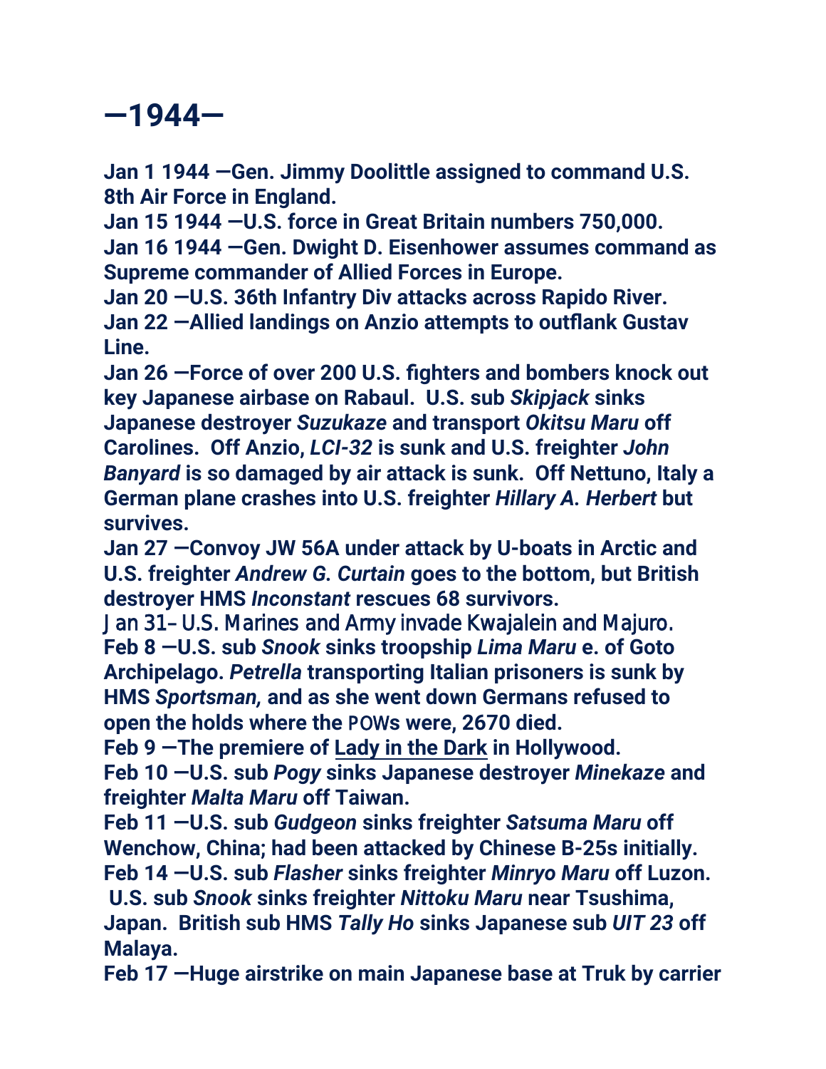# —1944—

**Jan 1 1944 —Gen. Jimmy Doolittle assigned to command U.S. 8th Air Force in England.**

**Jan 15 1944 —U.S. force in Great Britain numbers 750,000.**

**Jan 16 1944 —Gen. Dwight D. Eisenhower assumes command as Supreme commander of Allied Forces in Europe.**

**Jan 20 —U.S. 36th Infantry Div attacks across Rapido River.**

**Jan 22 —Allied landings on Anzio attempts to outflank Gustav Line.**

**Jan 26 —Force of over 200 U.S. fighters and bombers knock out key Japanese airbase on Rabaul. U.S. sub *Skipjack* sinks Japanese destroyer *Suzukaze* and transport *Okitsu Maru* off Carolines. Off Anzio, *LCI-32* is sunk and U.S. freighter *John Banyard* is so damaged by air attack is sunk. Off Nettuno, Italy a German plane crashes into U.S. freighter *Hillary A. Herbert* but survives.**

**Jan 27 —Convoy JW 56A under attack by U-boats in Arctic and U.S. freighter *Andrew G. Curtain* goes to the bottom, but British destroyer HMS *Inconstant* rescues 68 survivors.**

Jan 31– U.S. Marines and Army invade Kwajalein and Majuro.

**Feb 8 —U.S. sub *Snook* sinks troopship *Lima Maru* e. of Goto Archipelago. *Petrella* transporting Italian prisoners is sunk by HMS *Sportsman,* and as she went down Germans refused to open the holds where the POWs were, 2670 died.**

**Feb 9 —The premiere of Lady in the Dark in Hollywood.**

**Feb 10 —U.S. sub *Pogy* sinks Japanese destroyer *Minekaze* and freighter *Malta Maru* off Taiwan.**

**Feb 11 —U.S. sub *Gudgeon* sinks freighter *Satsuma Maru* off Wenchow, China; had been attacked by Chinese B-25s initially.**

**Feb 14 —U.S. sub *Flasher* sinks freighter *Minryo Maru* off Luzon. U.S. sub *Snook* sinks freighter *Nittoku Maru* near Tsushima, Japan. British sub HMS *Tally Ho* sinks Japanese sub *UIT 23* off Malaya.**

**Feb 17 —Huge airstrike on main Japanese base at Truk by carrier**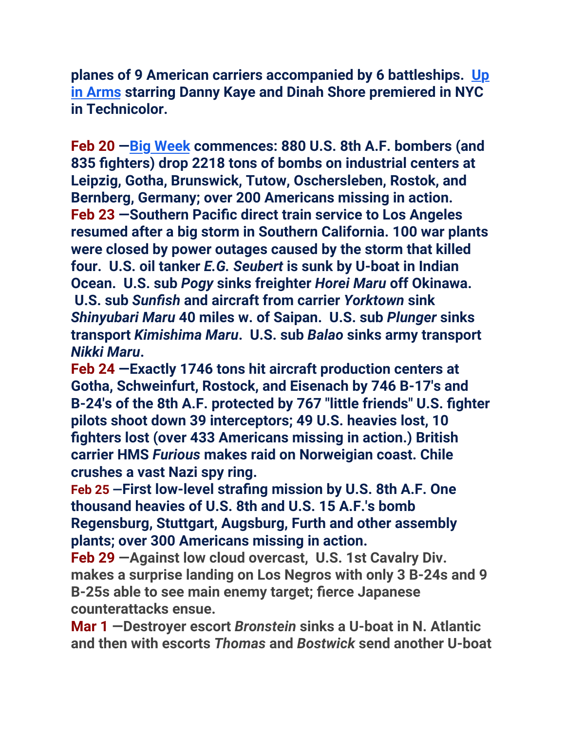**planes of 9 American carriers accompanied by 6 battleships. [Up in Arms] starring Danny Kaye and Dinah Shore premiered in NYC in Technicolor.**

**Feb 20 —[Big Week] commences: 880 U.S. 8th A.F. bombers (and 835 fighters) drop 2218 tons of bombs on industrial centers at Leipzig, Gotha, Brunswick, Tutow, Oschersleben, Rostok, and Bernberg, Germany; over 200 Americans missing in action.**
**Feb 23 —Southern Pacific direct train service to Los Angeles resumed after a big storm in Southern California. 100 war plants were closed by power outages caused by the storm that killed four. U.S. oil tanker *E.G. Seubert* is sunk by U-boat in Indian Ocean. U.S. sub *Pogy* sinks freighter *Horei Maru* off Okinawa. U.S. sub *Sunfish* and aircraft from carrier *Yorktown* sink *Shinyubari Maru* 40 miles w. of Saipan. U.S. sub *Plunger* sinks transport *Kimishima Maru*. U.S. sub *Balao* sinks army transport *Nikki Maru*.**
**Feb 24 —Exactly 1746 tons hit aircraft production centers at Gotha, Schweinfurt, Rostock, and Eisenach by 746 B-17's and B-24's of the 8th A.F. protected by 767 "little friends" U.S. fighter pilots shoot down 39 interceptors; 49 U.S. heavies lost, 10 fighters lost (over 433 Americans missing in action.) British carrier HMS *Furious* makes raid on Norweigian coast. Chile crushes a vast Nazi spy ring.**
**Feb 25 —First low-level strafing mission by U.S. 8th A.F. One thousand heavies of U.S. 8th and U.S. 15 A.F.'s bomb Regensburg, Stuttgart, Augsburg, Furth and other assembly plants; over 300 Americans missing in action.**
**Feb 29 —Against low cloud overcast, U.S. 1st Cavalry Div. makes a surprise landing on Los Negros with only 3 B-24s and 9 B-25s able to see main enemy target; fierce Japanese counterattacks ensue.**
**Mar 1 —Destroyer escort *Bronstein* sinks a U-boat in N. Atlantic and then with escorts *Thomas* and *Bostwick* send another U-boat**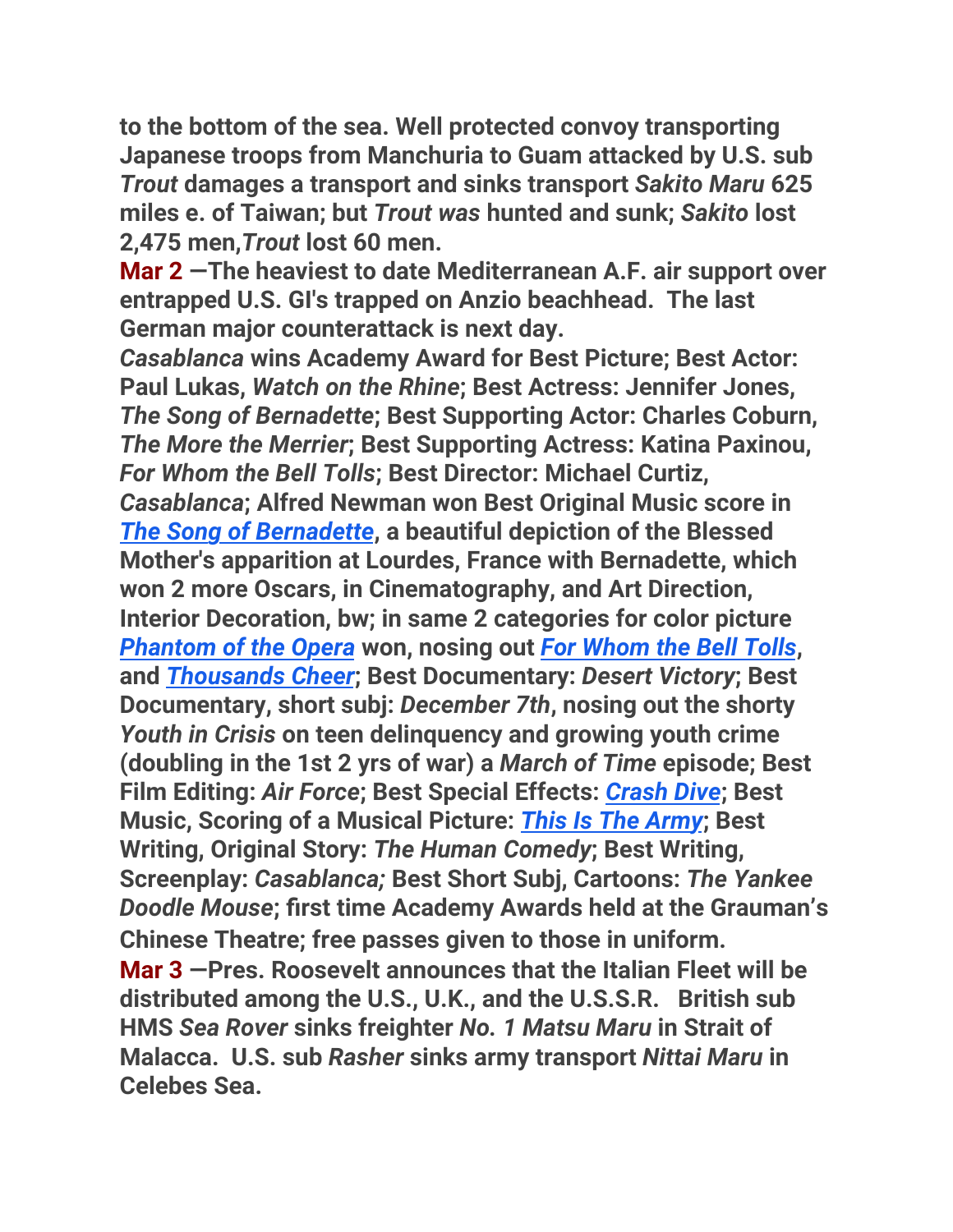**to the bottom of the sea. Well protected convoy transporting Japanese troops from Manchuria to Guam attacked by U.S. sub *Trout* damages a transport and sinks transport *Sakito Maru* 625 miles e. of Taiwan; but *Trout was* hunted and sunk; *Sakito* lost 2,475 men,*Trout* lost 60 men.**

**Mar 2 —The heaviest to date Mediterranean A.F. air support over entrapped U.S. GI's trapped on Anzio beachhead. The last German major counterattack is next day.**

***Casablanca* wins Academy Award for Best Picture; Best Actor: Paul Lukas, *Watch on the Rhine*; Best Actress: Jennifer Jones, *The Song of Bernadette*; Best Supporting Actor: Charles Coburn, *The More the Merrier*; Best Supporting Actress: Katina Paxinou, *For Whom the Bell Tolls*; Best Director: Michael Curtiz, *Casablanca*; Alfred Newman won Best Original Music score in *The Song of Bernadette*, a beautiful depiction of the Blessed Mother's apparition at Lourdes, France with Bernadette, which won 2 more Oscars, in Cinematography, and Art Direction, Interior Decoration, bw; in same 2 categories for color picture *Phantom of the Opera* won, nosing out *For Whom the Bell Tolls*, and *Thousands Cheer*; Best Documentary: *Desert Victory*; Best Documentary, short subj: *December 7th*, nosing out the shorty *Youth in Crisis* on teen delinquency and growing youth crime (doubling in the 1st 2 yrs of war) a *March of Time* episode; Best Film Editing: *Air Force*; Best Special Effects: *Crash Dive*; Best Music, Scoring of a Musical Picture: *This Is The Army*; Best Writing, Original Story: *The Human Comedy*; Best Writing, Screenplay: *Casablanca;* Best Short Subj, Cartoons: *The Yankee Doodle Mouse*; first time Academy Awards held at the Grauman's Chinese Theatre; free passes given to those in uniform.**

**Mar 3 —Pres. Roosevelt announces that the Italian Fleet will be distributed among the U.S., U.K., and the U.S.S.R. British sub HMS *Sea Rover* sinks freighter *No. 1 Matsu Maru* in Strait of Malacca. U.S. sub *Rasher* sinks army transport *Nittai Maru* in Celebes Sea.**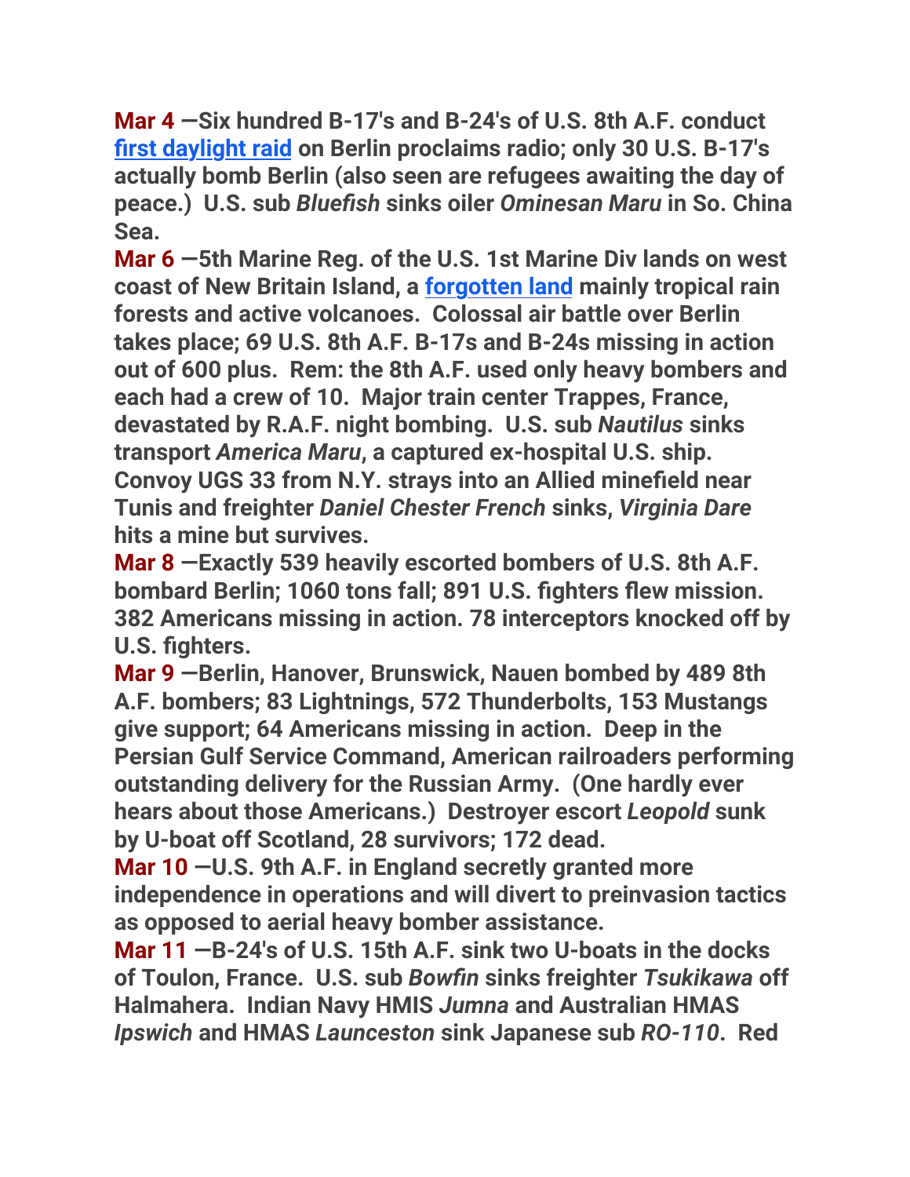**Mar 4** —**Six hundred B-17's and B-24's of U.S. 8th A.F. conduct first daylight raid on Berlin proclaims radio; only 30 U.S. B-17's actually bomb Berlin (also seen are refugees awaiting the day of peace.) U.S. sub *Bluefish* sinks oiler *Ominesan Maru* in So. China Sea.**

**Mar 6** —**5th Marine Reg. of the U.S. 1st Marine Div lands on west coast of New Britain Island, a forgotten land mainly tropical rain forests and active volcanoes. Colossal air battle over Berlin takes place; 69 U.S. 8th A.F. B-17s and B-24s missing in action out of 600 plus. Rem: the 8th A.F. used only heavy bombers and each had a crew of 10. Major train center Trappes, France, devastated by R.A.F. night bombing. U.S. sub *Nautilus* sinks transport *America Maru*, a captured ex-hospital U.S. ship. Convoy UGS 33 from N.Y. strays into an Allied minefield near Tunis and freighter *Daniel Chester French* sinks, *Virginia Dare* hits a mine but survives.**

**Mar 8** —**Exactly 539 heavily escorted bombers of U.S. 8th A.F. bombard Berlin; 1060 tons fall; 891 U.S. fighters flew mission. 382 Americans missing in action. 78 interceptors knocked off by U.S. fighters.**

**Mar 9** —**Berlin, Hanover, Brunswick, Nauen bombed by 489 8th A.F. bombers; 83 Lightnings, 572 Thunderbolts, 153 Mustangs give support; 64 Americans missing in action. Deep in the Persian Gulf Service Command, American railroaders performing outstanding delivery for the Russian Army. (One hardly ever hears about those Americans.) Destroyer escort *Leopold* sunk by U-boat off Scotland, 28 survivors; 172 dead.**

**Mar 10** —**U.S. 9th A.F. in England secretly granted more independence in operations and will divert to preinvasion tactics as opposed to aerial heavy bomber assistance.**

**Mar 11** —**B-24's of U.S. 15th A.F. sink two U-boats in the docks of Toulon, France. U.S. sub *Bowfin* sinks freighter *Tsukikawa* off Halmahera. Indian Navy HMIS *Jumna* and Australian HMAS *Ipswich* and HMAS *Launceston* sink Japanese sub *RO-110*. Red**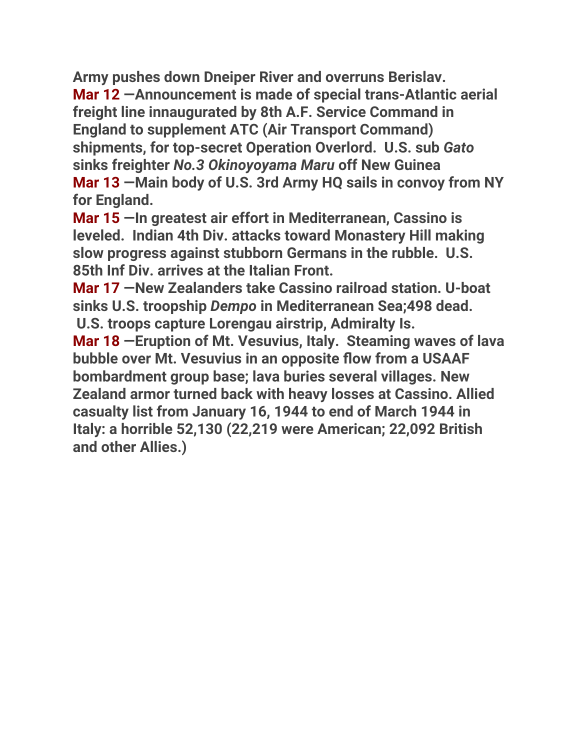**Army pushes down Dneiper River and overruns Berislav.**

**Mar 12 —Announcement is made of special trans-Atlantic aerial freight line innaugurated by 8th A.F. Service Command in England to supplement ATC (Air Transport Command) shipments, for top-secret Operation Overlord. U.S. sub *Gato* sinks freighter *No.3 Okinoyoyama Maru* off New Guinea**

**Mar 13 —Main body of U.S. 3rd Army HQ sails in convoy from NY for England.**

**Mar 15 —In greatest air effort in Mediterranean, Cassino is leveled. Indian 4th Div. attacks toward Monastery Hill making slow progress against stubborn Germans in the rubble. U.S. 85th Inf Div. arrives at the Italian Front.**

**Mar 17 —New Zealanders take Cassino railroad station. U-boat sinks U.S. troopship *Dempo* in Mediterranean Sea;498 dead. U.S. troops capture Lorengau airstrip, Admiralty Is.**

**Mar 18 —Eruption of Mt. Vesuvius, Italy. Steaming waves of lava bubble over Mt. Vesuvius in an opposite flow from a USAAF bombardment group base; lava buries several villages. New Zealand armor turned back with heavy losses at Cassino. Allied casualty list from January 16, 1944 to end of March 1944 in Italy: a horrible 52,130 (22,219 were American; 22,092 British and other Allies.)**